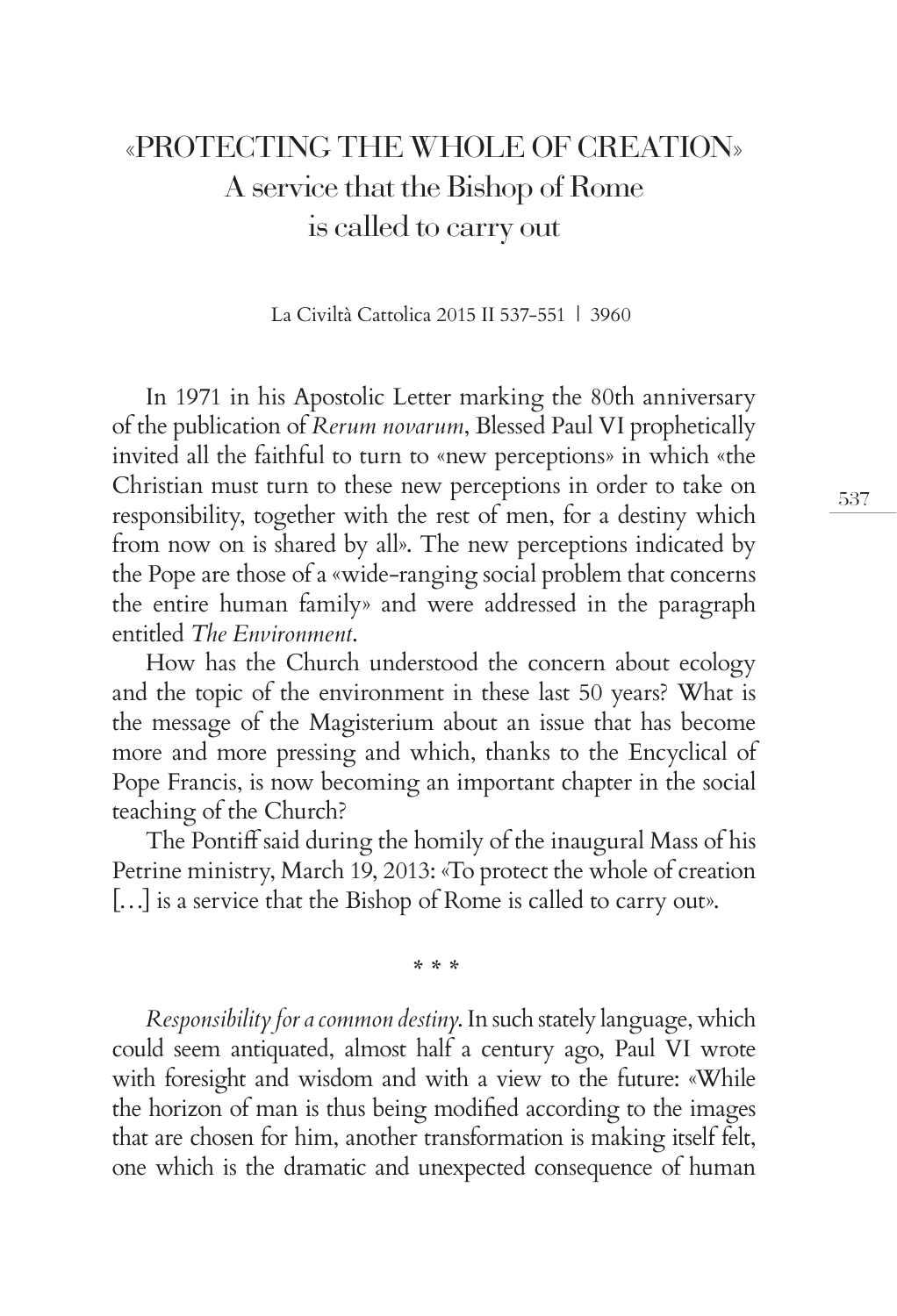# «PROTECTING THE WHOLE OF CREATION»
## A service that the Bishop of Rome is called to carry out

La Civiltà Cattolica 2015 II 537-551 | 3960

In 1971 in his Apostolic Letter marking the 80th anniversary of the publication of *Rerum novarum*, Blessed Paul VI prophetically invited all the faithful to turn to «new perceptions» in which «the Christian must turn to these new perceptions in order to take on responsibility, together with the rest of men, for a destiny which from now on is shared by all». The new perceptions indicated by the Pope are those of a «wide-ranging social problem that concerns the entire human family» and were addressed in the paragraph entitled *The Environment*.

How has the Church understood the concern about ecology and the topic of the environment in these last 50 years? What is the message of the Magisterium about an issue that has become more and more pressing and which, thanks to the Encyclical of Pope Francis, is now becoming an important chapter in the social teaching of the Church?

The Pontiff said during the homily of the inaugural Mass of his Petrine ministry, March 19, 2013: «To protect the whole of creation […] is a service that the Bishop of Rome is called to carry out».

\* \* \*

*Responsibility for a common destiny*. In such stately language, which could seem antiquated, almost half a century ago, Paul VI wrote with foresight and wisdom and with a view to the future: «While the horizon of man is thus being modified according to the images that are chosen for him, another transformation is making itself felt, one which is the dramatic and unexpected consequence of human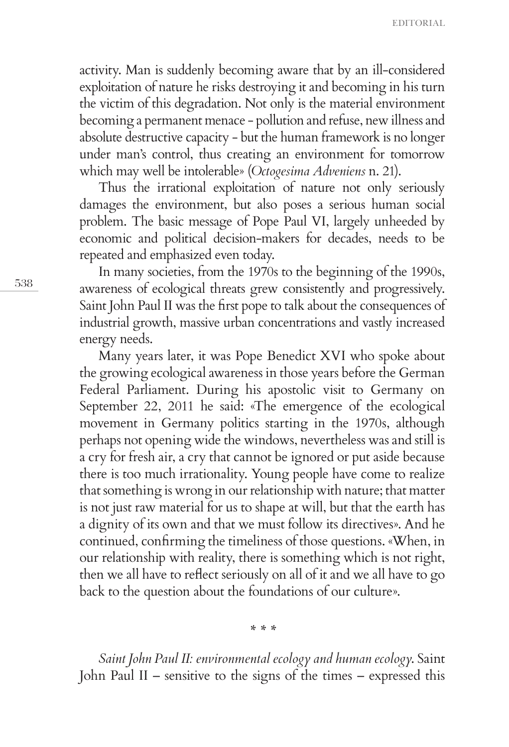activity. Man is suddenly becoming aware that by an ill-considered exploitation of nature he risks destroying it and becoming in his turn the victim of this degradation. Not only is the material environment becoming a permanent menace - pollution and refuse, new illness and absolute destructive capacity - but the human framework is no longer under man's control, thus creating an environment for tomorrow which may well be intolerable» (*Octogesima Adveniens* n. 21).

Thus the irrational exploitation of nature not only seriously damages the environment, but also poses a serious human social problem. The basic message of Pope Paul VI, largely unheeded by economic and political decision-makers for decades, needs to be repeated and emphasized even today.

In many societies, from the 1970s to the beginning of the 1990s, awareness of ecological threats grew consistently and progressively. Saint John Paul II was the first pope to talk about the consequences of industrial growth, massive urban concentrations and vastly increased energy needs.

Many years later, it was Pope Benedict XVI who spoke about the growing ecological awareness in those years before the German Federal Parliament. During his apostolic visit to Germany on September 22, 2011 he said: «The emergence of the ecological movement in Germany politics starting in the 1970s, although perhaps not opening wide the windows, nevertheless was and still is a cry for fresh air, a cry that cannot be ignored or put aside because there is too much irrationality. Young people have come to realize that something is wrong in our relationship with nature; that matter is not just raw material for us to shape at will, but that the earth has a dignity of its own and that we must follow its directives». And he continued, confirming the timeliness of those questions. «When, in our relationship with reality, there is something which is not right, then we all have to reflect seriously on all of it and we all have to go back to the question about the foundations of our culture».

\* \* \*

*Saint John Paul II: environmental ecology and human ecology*. Saint John Paul II – sensitive to the signs of the times – expressed this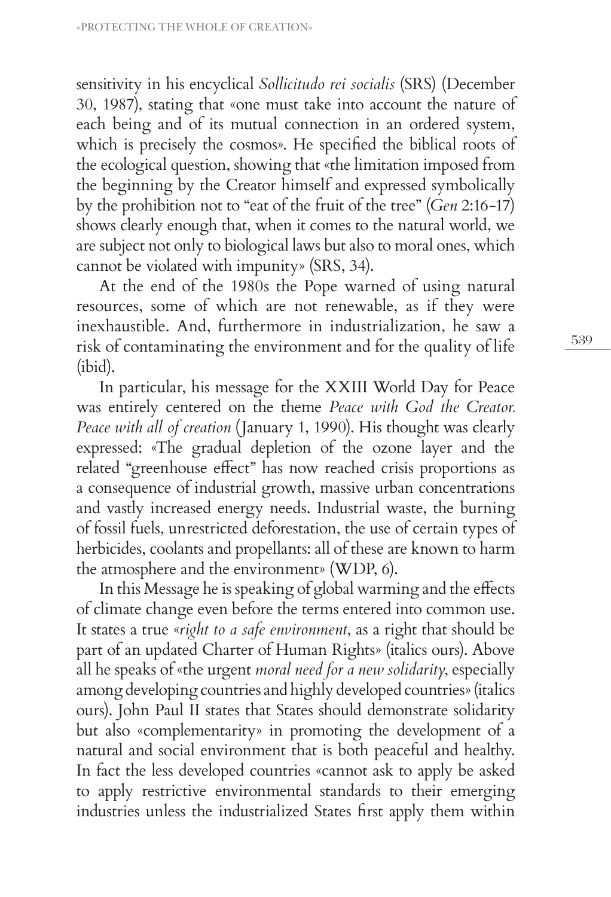sensitivity in his encyclical *Sollicitudo rei socialis* (SRS) (December 30, 1987), stating that «one must take into account the nature of each being and of its mutual connection in an ordered system, which is precisely the cosmos». He specified the biblical roots of the ecological question, showing that «the limitation imposed from the beginning by the Creator himself and expressed symbolically by the prohibition not to "eat of the fruit of the tree" (*Gen* 2:16-17) shows clearly enough that, when it comes to the natural world, we are subject not only to biological laws but also to moral ones, which cannot be violated with impunity» (SRS, 34).

At the end of the 1980s the Pope warned of using natural resources, some of which are not renewable, as if they were inexhaustible. And, furthermore in industrialization, he saw a risk of contaminating the environment and for the quality of life (ibid).

In particular, his message for the XXIII World Day for Peace was entirely centered on the theme *Peace with God the Creator. Peace with all of creation* (January 1, 1990). His thought was clearly expressed: «The gradual depletion of the ozone layer and the related "greenhouse effect" has now reached crisis proportions as a consequence of industrial growth, massive urban concentrations and vastly increased energy needs. Industrial waste, the burning of fossil fuels, unrestricted deforestation, the use of certain types of herbicides, coolants and propellants: all of these are known to harm the atmosphere and the environment» (WDP, 6).

In this Message he is speaking of global warming and the effects of climate change even before the terms entered into common use. It states a true «*right to a safe environment*, as a right that should be part of an updated Charter of Human Rights» (italics ours). Above all he speaks of «the urgent *moral need for a new solidarity*, especially among developing countries and highly developed countries» (italics ours). John Paul II states that States should demonstrate solidarity but also «complementarity» in promoting the development of a natural and social environment that is both peaceful and healthy. In fact the less developed countries «cannot ask to apply be asked to apply restrictive environmental standards to their emerging industries unless the industrialized States first apply them within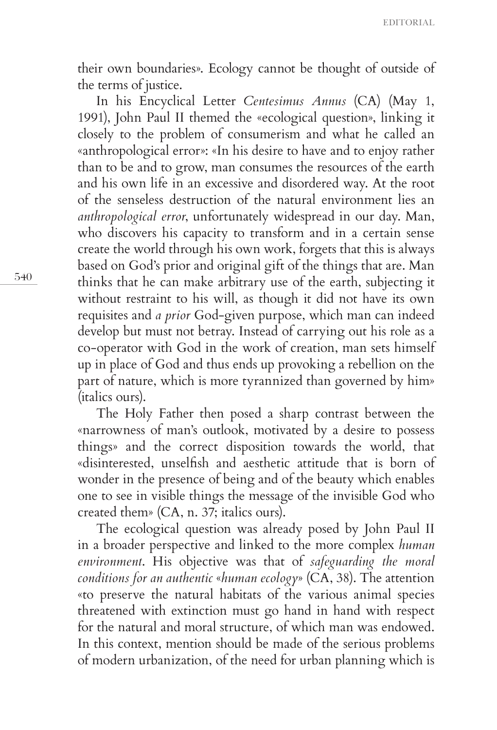their own boundaries». Ecology cannot be thought of outside of the terms of justice.

In his Encyclical Letter *Centesimus Annus* (CA) (May 1, 1991), John Paul II themed the «ecological question», linking it closely to the problem of consumerism and what he called an «anthropological error»: «In his desire to have and to enjoy rather than to be and to grow, man consumes the resources of the earth and his own life in an excessive and disordered way. At the root of the senseless destruction of the natural environment lies an *anthropological error*, unfortunately widespread in our day. Man, who discovers his capacity to transform and in a certain sense create the world through his own work, forgets that this is always based on God's prior and original gift of the things that are. Man thinks that he can make arbitrary use of the earth, subjecting it without restraint to his will, as though it did not have its own requisites and *a prior* God-given purpose, which man can indeed develop but must not betray. Instead of carrying out his role as a co-operator with God in the work of creation, man sets himself up in place of God and thus ends up provoking a rebellion on the part of nature, which is more tyrannized than governed by him» (italics ours).

The Holy Father then posed a sharp contrast between the «narrowness of man's outlook, motivated by a desire to possess things» and the correct disposition towards the world, that «disinterested, unselfish and aesthetic attitude that is born of wonder in the presence of being and of the beauty which enables one to see in visible things the message of the invisible God who created them» (CA, n. 37; italics ours).

The ecological question was already posed by John Paul II in a broader perspective and linked to the more complex *human environment*. His objective was that of *safeguarding the moral conditions for an authentic «human ecology»* (CA, 38). The attention «to preserve the natural habitats of the various animal species threatened with extinction must go hand in hand with respect for the natural and moral structure, of which man was endowed. In this context, mention should be made of the serious problems of modern urbanization, of the need for urban planning which is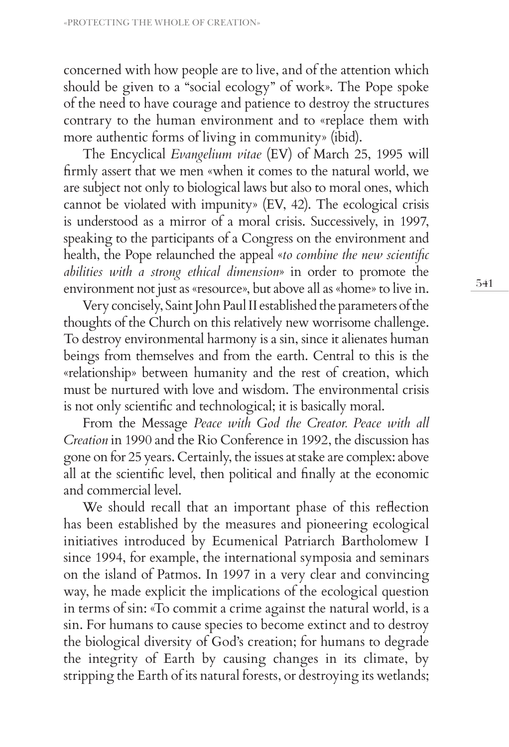concerned with how people are to live, and of the attention which should be given to a "social ecology" of work». The Pope spoke of the need to have courage and patience to destroy the structures contrary to the human environment and to «replace them with more authentic forms of living in community» (ibid).

The Encyclical *Evangelium vitae* (EV) of March 25, 1995 will firmly assert that we men «when it comes to the natural world, we are subject not only to biological laws but also to moral ones, which cannot be violated with impunity» (EV, 42). The ecological crisis is understood as a mirror of a moral crisis. Successively, in 1997, speaking to the participants of a Congress on the environment and health, the Pope relaunched the appeal «*to combine the new scientific abilities with a strong ethical dimension*» in order to promote the environment not just as «resource», but above all as «home» to live in.

Very concisely, Saint John Paul II established the parameters of the thoughts of the Church on this relatively new worrisome challenge. To destroy environmental harmony is a sin, since it alienates human beings from themselves and from the earth. Central to this is the «relationship» between humanity and the rest of creation, which must be nurtured with love and wisdom. The environmental crisis is not only scientific and technological; it is basically moral.

From the Message *Peace with God the Creator. Peace with all Creation* in 1990 and the Rio Conference in 1992, the discussion has gone on for 25 years. Certainly, the issues at stake are complex: above all at the scientific level, then political and finally at the economic and commercial level.

We should recall that an important phase of this reflection has been established by the measures and pioneering ecological initiatives introduced by Ecumenical Patriarch Bartholomew I since 1994, for example, the international symposia and seminars on the island of Patmos. In 1997 in a very clear and convincing way, he made explicit the implications of the ecological question in terms of sin: «To commit a crime against the natural world, is a sin. For humans to cause species to become extinct and to destroy the biological diversity of God's creation; for humans to degrade the integrity of Earth by causing changes in its climate, by stripping the Earth of its natural forests, or destroying its wetlands;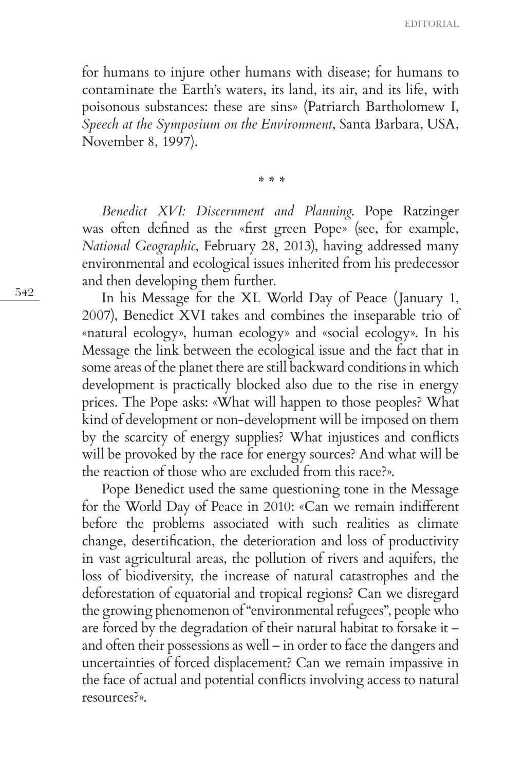for humans to injure other humans with disease; for humans to contaminate the Earth's waters, its land, its air, and its life, with poisonous substances: these are sins» (Patriarch Bartholomew I, *Speech at the Symposium on the Environment*, Santa Barbara, USA, November 8, 1997).

\* \* \*

*Benedict XVI: Discernment and Planning*. Pope Ratzinger was often defined as the «first green Pope» (see, for example, *National Geographic*, February 28, 2013), having addressed many environmental and ecological issues inherited from his predecessor and then developing them further.

In his Message for the XL World Day of Peace (January 1, 2007), Benedict XVI takes and combines the inseparable trio of «natural ecology», human ecology» and «social ecology». In his Message the link between the ecological issue and the fact that in some areas of the planet there are still backward conditions in which development is practically blocked also due to the rise in energy prices. The Pope asks: «What will happen to those peoples? What kind of development or non-development will be imposed on them by the scarcity of energy supplies? What injustices and conflicts will be provoked by the race for energy sources? And what will be the reaction of those who are excluded from this race?».

Pope Benedict used the same questioning tone in the Message for the World Day of Peace in 2010: «Can we remain indifferent before the problems associated with such realities as climate change, desertification, the deterioration and loss of productivity in vast agricultural areas, the pollution of rivers and aquifers, the loss of biodiversity, the increase of natural catastrophes and the deforestation of equatorial and tropical regions? Can we disregard the growing phenomenon of "environmental refugees", people who are forced by the degradation of their natural habitat to forsake it – and often their possessions as well – in order to face the dangers and uncertainties of forced displacement? Can we remain impassive in the face of actual and potential conflicts involving access to natural resources?».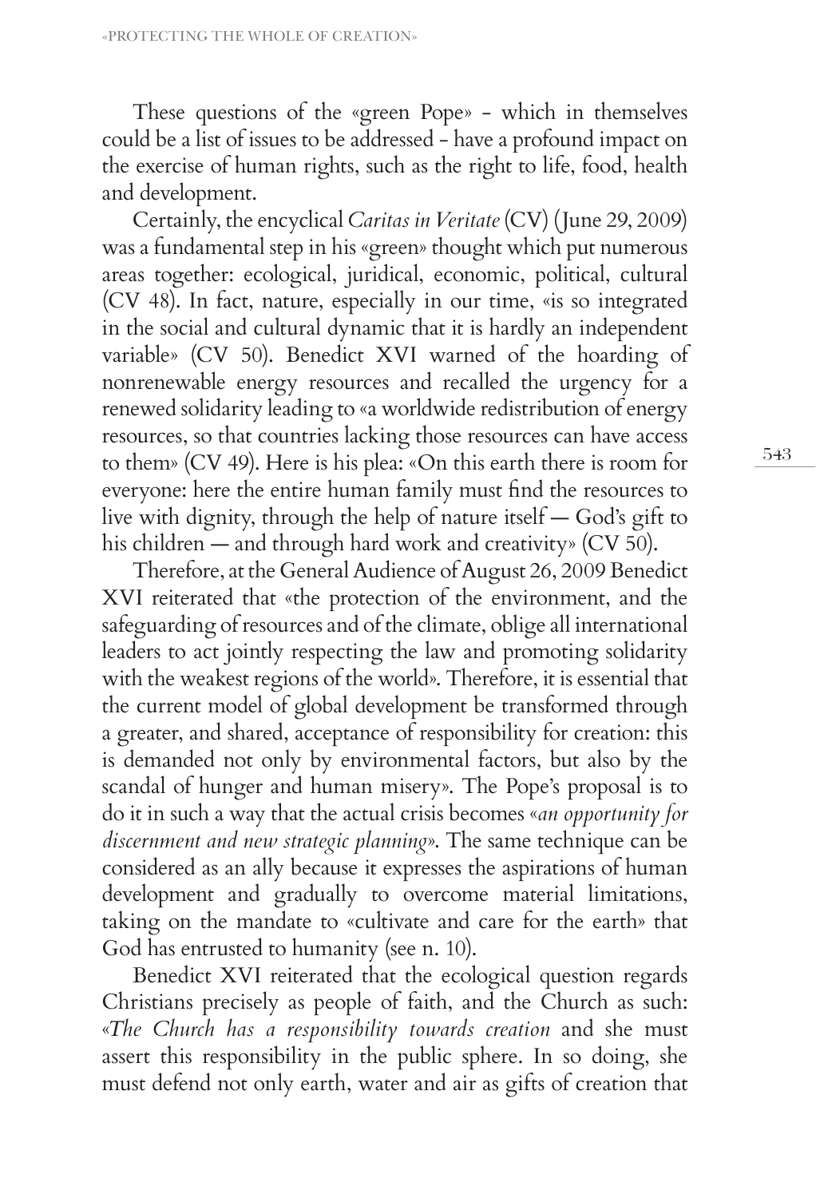These questions of the «green Pope» - which in themselves could be a list of issues to be addressed - have a profound impact on the exercise of human rights, such as the right to life, food, health and development.

Certainly, the encyclical *Caritas in Veritate* (CV) (June 29, 2009) was a fundamental step in his «green» thought which put numerous areas together: ecological, juridical, economic, political, cultural (CV 48). In fact, nature, especially in our time, «is so integrated in the social and cultural dynamic that it is hardly an independent variable» (CV 50). Benedict XVI warned of the hoarding of nonrenewable energy resources and recalled the urgency for a renewed solidarity leading to «a worldwide redistribution of energy resources, so that countries lacking those resources can have access to them» (CV 49). Here is his plea: «On this earth there is room for everyone: here the entire human family must find the resources to live with dignity, through the help of nature itself — God's gift to his children — and through hard work and creativity» (CV 50).

Therefore, at the General Audience of August 26, 2009 Benedict XVI reiterated that «the protection of the environment, and the safeguarding of resources and of the climate, oblige all international leaders to act jointly respecting the law and promoting solidarity with the weakest regions of the world». Therefore, it is essential that the current model of global development be transformed through a greater, and shared, acceptance of responsibility for creation: this is demanded not only by environmental factors, but also by the scandal of hunger and human misery». The Pope's proposal is to do it in such a way that the actual crisis becomes «*an opportunity for discernment and new strategic planning*». The same technique can be considered as an ally because it expresses the aspirations of human development and gradually to overcome material limitations, taking on the mandate to «cultivate and care for the earth» that God has entrusted to humanity (see n. 10).

Benedict XVI reiterated that the ecological question regards Christians precisely as people of faith, and the Church as such: «*The Church has a responsibility towards creation* and she must assert this responsibility in the public sphere. In so doing, she must defend not only earth, water and air as gifts of creation that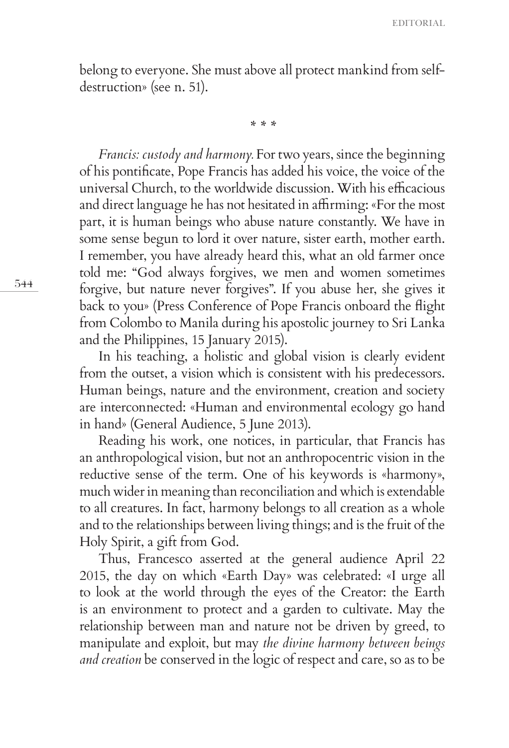belong to everyone. She must above all protect mankind from self-destruction» (see n. 51).

\* \* \*

*Francis: custody and harmony.* For two years, since the beginning of his pontificate, Pope Francis has added his voice, the voice of the universal Church, to the worldwide discussion. With his efficacious and direct language he has not hesitated in affirming: «For the most part, it is human beings who abuse nature constantly. We have in some sense begun to lord it over nature, sister earth, mother earth. I remember, you have already heard this, what an old farmer once told me: "God always forgives, we men and women sometimes forgive, but nature never forgives". If you abuse her, she gives it back to you» (Press Conference of Pope Francis onboard the flight from Colombo to Manila during his apostolic journey to Sri Lanka and the Philippines, 15 January 2015).

In his teaching, a holistic and global vision is clearly evident from the outset, a vision which is consistent with his predecessors. Human beings, nature and the environment, creation and society are interconnected: «Human and environmental ecology go hand in hand» (General Audience, 5 June 2013).

Reading his work, one notices, in particular, that Francis has an anthropological vision, but not an anthropocentric vision in the reductive sense of the term. One of his keywords is «harmony», much wider in meaning than reconciliation and which is extendable to all creatures. In fact, harmony belongs to all creation as a whole and to the relationships between living things; and is the fruit of the Holy Spirit, a gift from God.

Thus, Francesco asserted at the general audience April 22 2015, the day on which «Earth Day» was celebrated: «I urge all to look at the world through the eyes of the Creator: the Earth is an environment to protect and a garden to cultivate. May the relationship between man and nature not be driven by greed, to manipulate and exploit, but may *the divine harmony between beings and creation* be conserved in the logic of respect and care, so as to be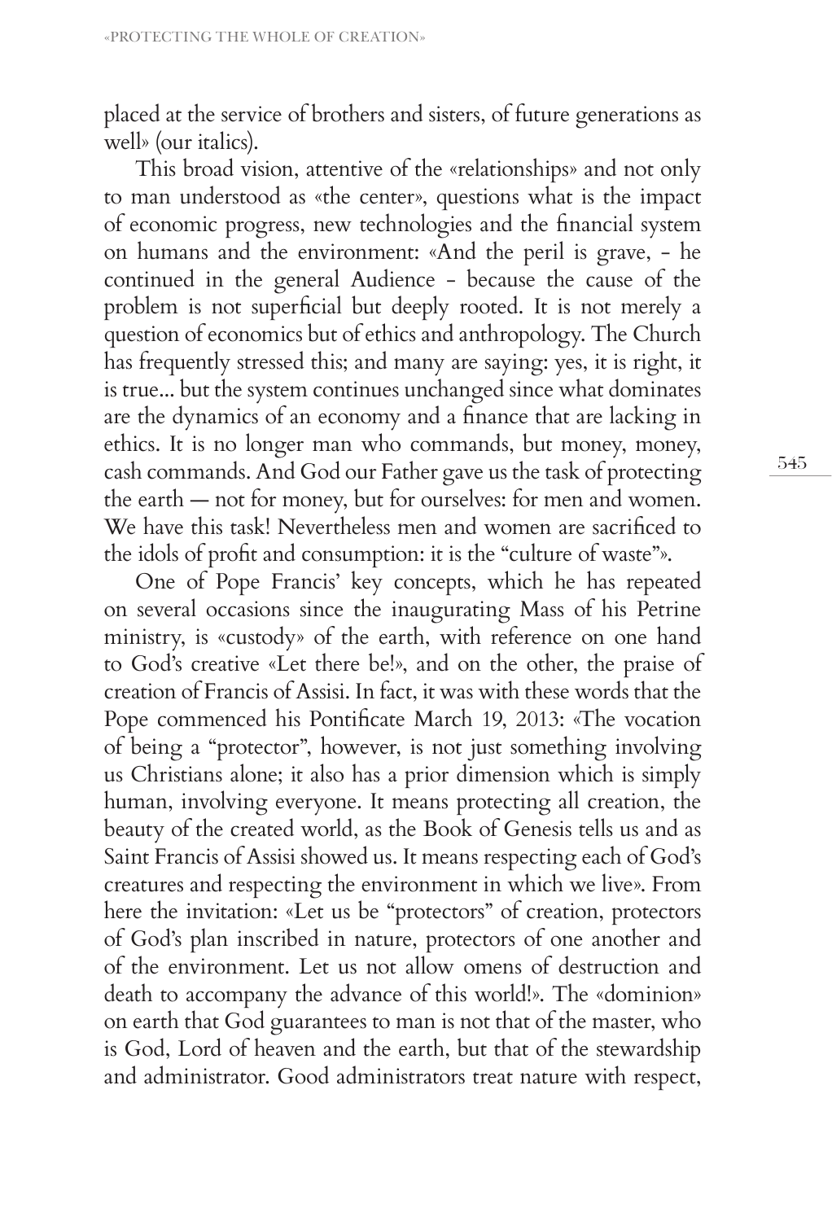placed at the service of brothers and sisters, of future generations as well» (our italics).

This broad vision, attentive of the «relationships» and not only to man understood as «the center», questions what is the impact of economic progress, new technologies and the financial system on humans and the environment: «And the peril is grave, - he continued in the general Audience - because the cause of the problem is not superficial but deeply rooted. It is not merely a question of economics but of ethics and anthropology. The Church has frequently stressed this; and many are saying: yes, it is right, it is true... but the system continues unchanged since what dominates are the dynamics of an economy and a finance that are lacking in ethics. It is no longer man who commands, but money, money, cash commands. And God our Father gave us the task of protecting the earth — not for money, but for ourselves: for men and women. We have this task! Nevertheless men and women are sacrificed to the idols of profit and consumption: it is the "culture of waste"».

One of Pope Francis' key concepts, which he has repeated on several occasions since the inaugurating Mass of his Petrine ministry, is «custody» of the earth, with reference on one hand to God's creative «Let there be!», and on the other, the praise of creation of Francis of Assisi. In fact, it was with these words that the Pope commenced his Pontificate March 19, 2013: «The vocation of being a "protector", however, is not just something involving us Christians alone; it also has a prior dimension which is simply human, involving everyone. It means protecting all creation, the beauty of the created world, as the Book of Genesis tells us and as Saint Francis of Assisi showed us. It means respecting each of God's creatures and respecting the environment in which we live». From here the invitation: «Let us be "protectors" of creation, protectors of God's plan inscribed in nature, protectors of one another and of the environment. Let us not allow omens of destruction and death to accompany the advance of this world!». The «dominion» on earth that God guarantees to man is not that of the master, who is God, Lord of heaven and the earth, but that of the stewardship and administrator. Good administrators treat nature with respect,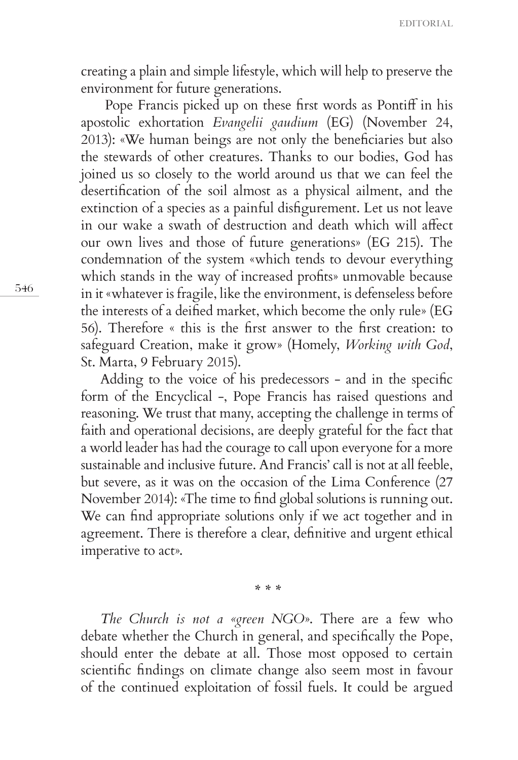creating a plain and simple lifestyle, which will help to preserve the environment for future generations.

Pope Francis picked up on these first words as Pontiff in his apostolic exhortation *Evangelii gaudium* (EG) (November 24, 2013): «We human beings are not only the beneficiaries but also the stewards of other creatures. Thanks to our bodies, God has joined us so closely to the world around us that we can feel the desertification of the soil almost as a physical ailment, and the extinction of a species as a painful disfigurement. Let us not leave in our wake a swath of destruction and death which will affect our own lives and those of future generations» (EG 215). The condemnation of the system «which tends to devour everything which stands in the way of increased profits» unmovable because in it «whatever is fragile, like the environment, is defenseless before the interests of a deified market, which become the only rule» (EG 56). Therefore « this is the first answer to the first creation: to safeguard Creation, make it grow» (Homely, *Working with God*, St. Marta, 9 February 2015).

Adding to the voice of his predecessors - and in the specific form of the Encyclical -, Pope Francis has raised questions and reasoning. We trust that many, accepting the challenge in terms of faith and operational decisions, are deeply grateful for the fact that a world leader has had the courage to call upon everyone for a more sustainable and inclusive future. And Francis' call is not at all feeble, but severe, as it was on the occasion of the Lima Conference (27 November 2014): «The time to find global solutions is running out. We can find appropriate solutions only if we act together and in agreement. There is therefore a clear, definitive and urgent ethical imperative to act».

\* \* \*

*The Church is not a «green NGO».* There are a few who debate whether the Church in general, and specifically the Pope, should enter the debate at all. Those most opposed to certain scientific findings on climate change also seem most in favour of the continued exploitation of fossil fuels. It could be argued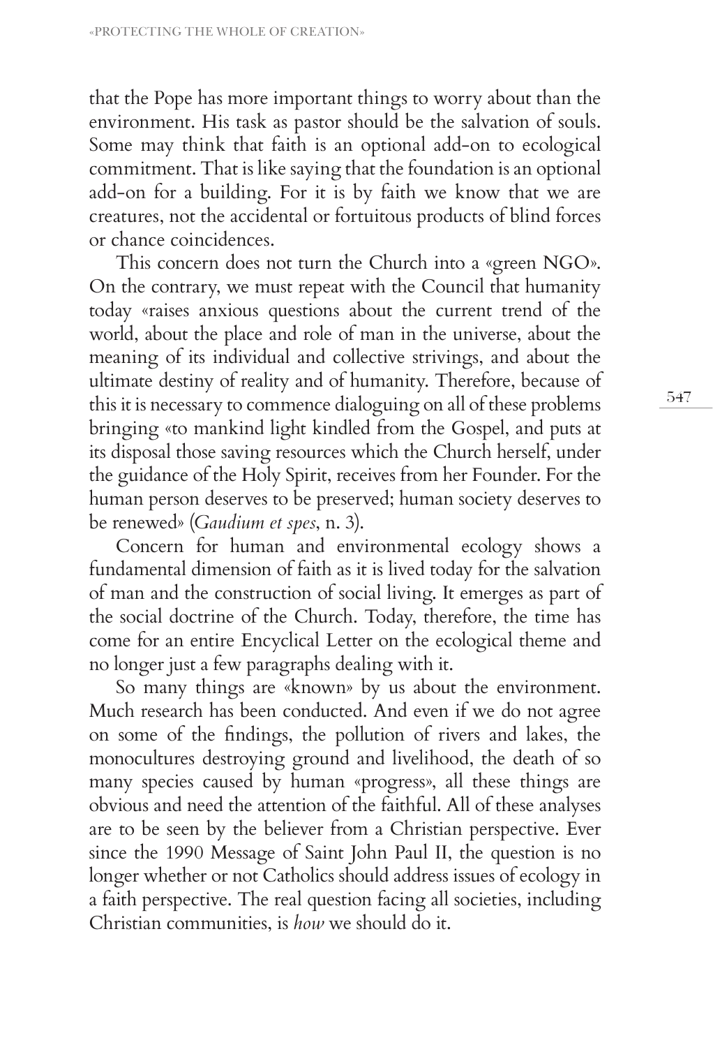that the Pope has more important things to worry about than the environment. His task as pastor should be the salvation of souls. Some may think that faith is an optional add-on to ecological commitment. That is like saying that the foundation is an optional add-on for a building. For it is by faith we know that we are creatures, not the accidental or fortuitous products of blind forces or chance coincidences.

This concern does not turn the Church into a «green NGO». On the contrary, we must repeat with the Council that humanity today «raises anxious questions about the current trend of the world, about the place and role of man in the universe, about the meaning of its individual and collective strivings, and about the ultimate destiny of reality and of humanity. Therefore, because of this it is necessary to commence dialoguing on all of these problems bringing «to mankind light kindled from the Gospel, and puts at its disposal those saving resources which the Church herself, under the guidance of the Holy Spirit, receives from her Founder. For the human person deserves to be preserved; human society deserves to be renewed» (*Gaudium et spes*, n. 3).

Concern for human and environmental ecology shows a fundamental dimension of faith as it is lived today for the salvation of man and the construction of social living. It emerges as part of the social doctrine of the Church. Today, therefore, the time has come for an entire Encyclical Letter on the ecological theme and no longer just a few paragraphs dealing with it.

So many things are «known» by us about the environment. Much research has been conducted. And even if we do not agree on some of the findings, the pollution of rivers and lakes, the monocultures destroying ground and livelihood, the death of so many species caused by human «progress», all these things are obvious and need the attention of the faithful. All of these analyses are to be seen by the believer from a Christian perspective. Ever since the 1990 Message of Saint John Paul II, the question is no longer whether or not Catholics should address issues of ecology in a faith perspective. The real question facing all societies, including Christian communities, is *how* we should do it.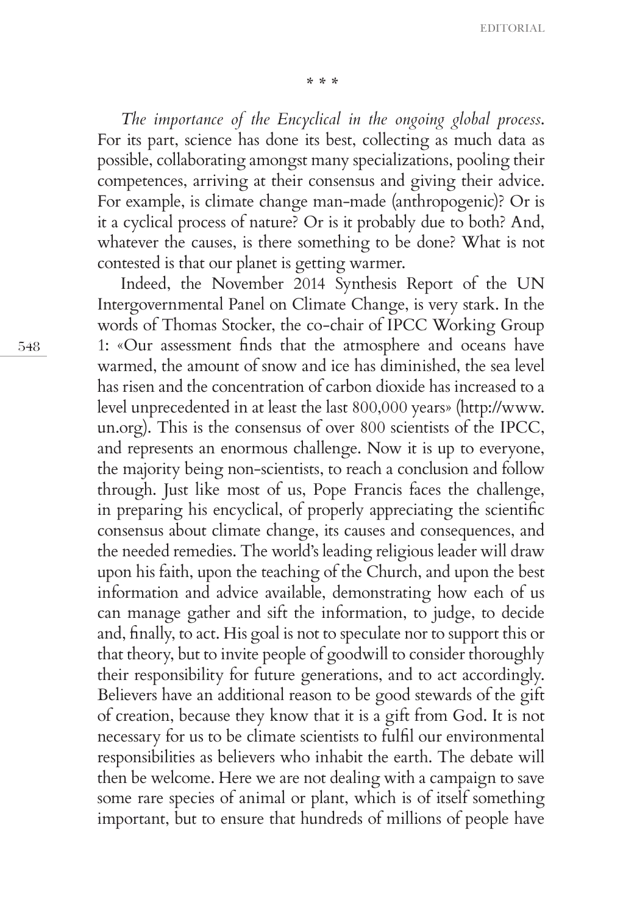\* \* \*

*The importance of the Encyclical in the ongoing global process*. For its part, science has done its best, collecting as much data as possible, collaborating amongst many specializations, pooling their competences, arriving at their consensus and giving their advice. For example, is climate change man-made (anthropogenic)? Or is it a cyclical process of nature? Or is it probably due to both? And, whatever the causes, is there something to be done? What is not contested is that our planet is getting warmer.

Indeed, the November 2014 Synthesis Report of the UN Intergovernmental Panel on Climate Change, is very stark. In the words of Thomas Stocker, the co-chair of IPCC Working Group 1: «Our assessment finds that the atmosphere and oceans have warmed, the amount of snow and ice has diminished, the sea level has risen and the concentration of carbon dioxide has increased to a level unprecedented in at least the last 800,000 years» (http://www.un.org). This is the consensus of over 800 scientists of the IPCC, and represents an enormous challenge. Now it is up to everyone, the majority being non-scientists, to reach a conclusion and follow through. Just like most of us, Pope Francis faces the challenge, in preparing his encyclical, of properly appreciating the scientific consensus about climate change, its causes and consequences, and the needed remedies. The world's leading religious leader will draw upon his faith, upon the teaching of the Church, and upon the best information and advice available, demonstrating how each of us can manage gather and sift the information, to judge, to decide and, finally, to act. His goal is not to speculate nor to support this or that theory, but to invite people of goodwill to consider thoroughly their responsibility for future generations, and to act accordingly. Believers have an additional reason to be good stewards of the gift of creation, because they know that it is a gift from God. It is not necessary for us to be climate scientists to fulfil our environmental responsibilities as believers who inhabit the earth. The debate will then be welcome. Here we are not dealing with a campaign to save some rare species of animal or plant, which is of itself something important, but to ensure that hundreds of millions of people have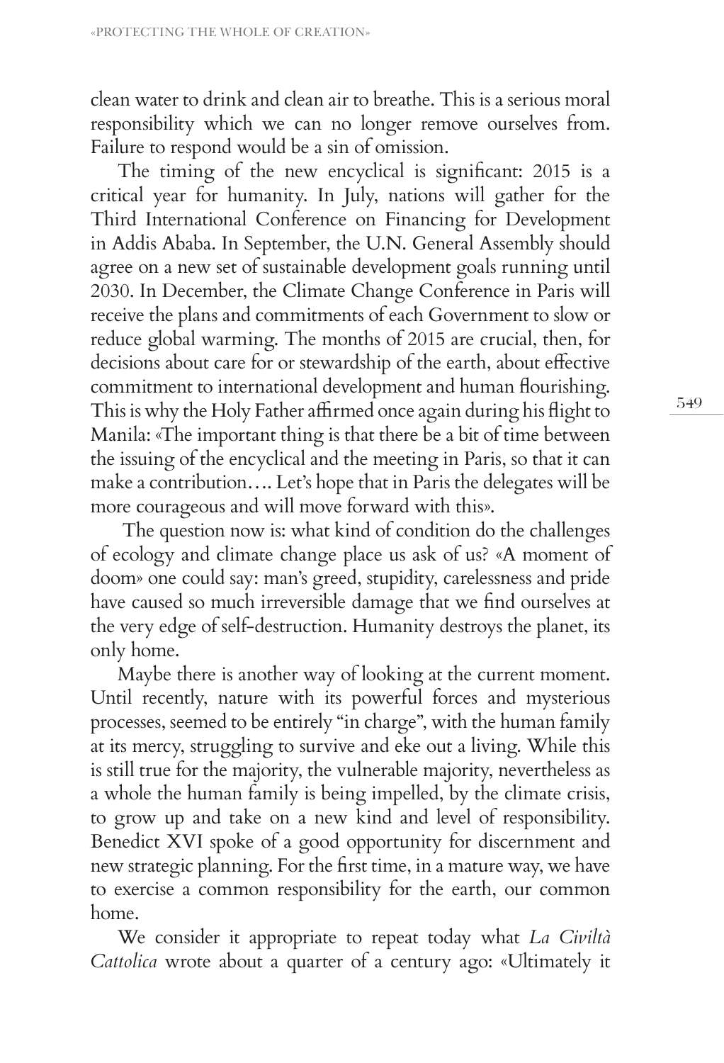clean water to drink and clean air to breathe. This is a serious moral responsibility which we can no longer remove ourselves from. Failure to respond would be a sin of omission.

The timing of the new encyclical is significant: 2015 is a critical year for humanity. In July, nations will gather for the Third International Conference on Financing for Development in Addis Ababa. In September, the U.N. General Assembly should agree on a new set of sustainable development goals running until 2030. In December, the Climate Change Conference in Paris will receive the plans and commitments of each Government to slow or reduce global warming. The months of 2015 are crucial, then, for decisions about care for or stewardship of the earth, about effective commitment to international development and human flourishing. This is why the Holy Father affirmed once again during his flight to Manila: «The important thing is that there be a bit of time between the issuing of the encyclical and the meeting in Paris, so that it can make a contribution…. Let's hope that in Paris the delegates will be more courageous and will move forward with this».

The question now is: what kind of condition do the challenges of ecology and climate change place us ask of us? «A moment of doom» one could say: man's greed, stupidity, carelessness and pride have caused so much irreversible damage that we find ourselves at the very edge of self-destruction. Humanity destroys the planet, its only home.

Maybe there is another way of looking at the current moment. Until recently, nature with its powerful forces and mysterious processes, seemed to be entirely "in charge", with the human family at its mercy, struggling to survive and eke out a living. While this is still true for the majority, the vulnerable majority, nevertheless as a whole the human family is being impelled, by the climate crisis, to grow up and take on a new kind and level of responsibility. Benedict XVI spoke of a good opportunity for discernment and new strategic planning. For the first time, in a mature way, we have to exercise a common responsibility for the earth, our common home.

We consider it appropriate to repeat today what *La Civiltà Cattolica* wrote about a quarter of a century ago: «Ultimately it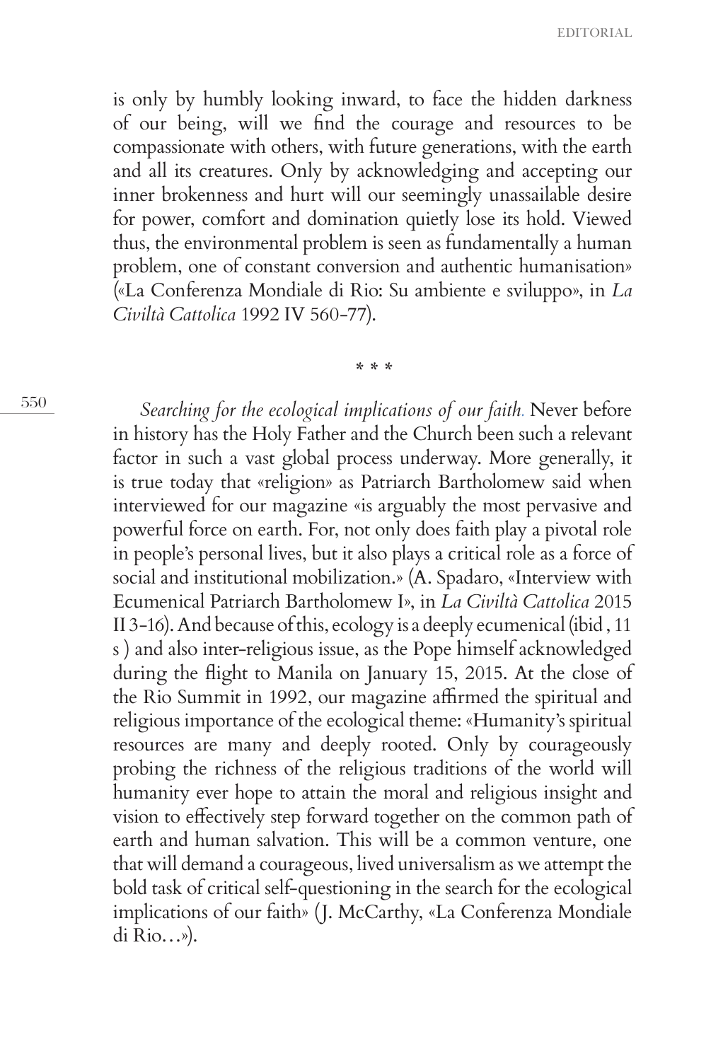is only by humbly looking inward, to face the hidden darkness of our being, will we find the courage and resources to be compassionate with others, with future generations, with the earth and all its creatures. Only by acknowledging and accepting our inner brokenness and hurt will our seemingly unassailable desire for power, comfort and domination quietly lose its hold. Viewed thus, the environmental problem is seen as fundamentally a human problem, one of constant conversion and authentic humanisation» («La Conferenza Mondiale di Rio: Su ambiente e sviluppo», in *La Civiltà Cattolica* 1992 IV 560-77).

\* \* \*

*Searching for the ecological implications of our faith.* Never before in history has the Holy Father and the Church been such a relevant factor in such a vast global process underway. More generally, it is true today that «religion» as Patriarch Bartholomew said when interviewed for our magazine «is arguably the most pervasive and powerful force on earth. For, not only does faith play a pivotal role in people's personal lives, but it also plays a critical role as a force of social and institutional mobilization.» (A. Spadaro, «Interview with Ecumenical Patriarch Bartholomew I», in *La Civiltà Cattolica* 2015 II 3-16). And because of this, ecology is a deeply ecumenical (ibid , 11 s ) and also inter-religious issue, as the Pope himself acknowledged during the flight to Manila on January 15, 2015. At the close of the Rio Summit in 1992, our magazine affirmed the spiritual and religious importance of the ecological theme: «Humanity's spiritual resources are many and deeply rooted. Only by courageously probing the richness of the religious traditions of the world will humanity ever hope to attain the moral and religious insight and vision to effectively step forward together on the common path of earth and human salvation. This will be a common venture, one that will demand a courageous, lived universalism as we attempt the bold task of critical self-questioning in the search for the ecological implications of our faith» (J. McCarthy, «La Conferenza Mondiale di Rio…»).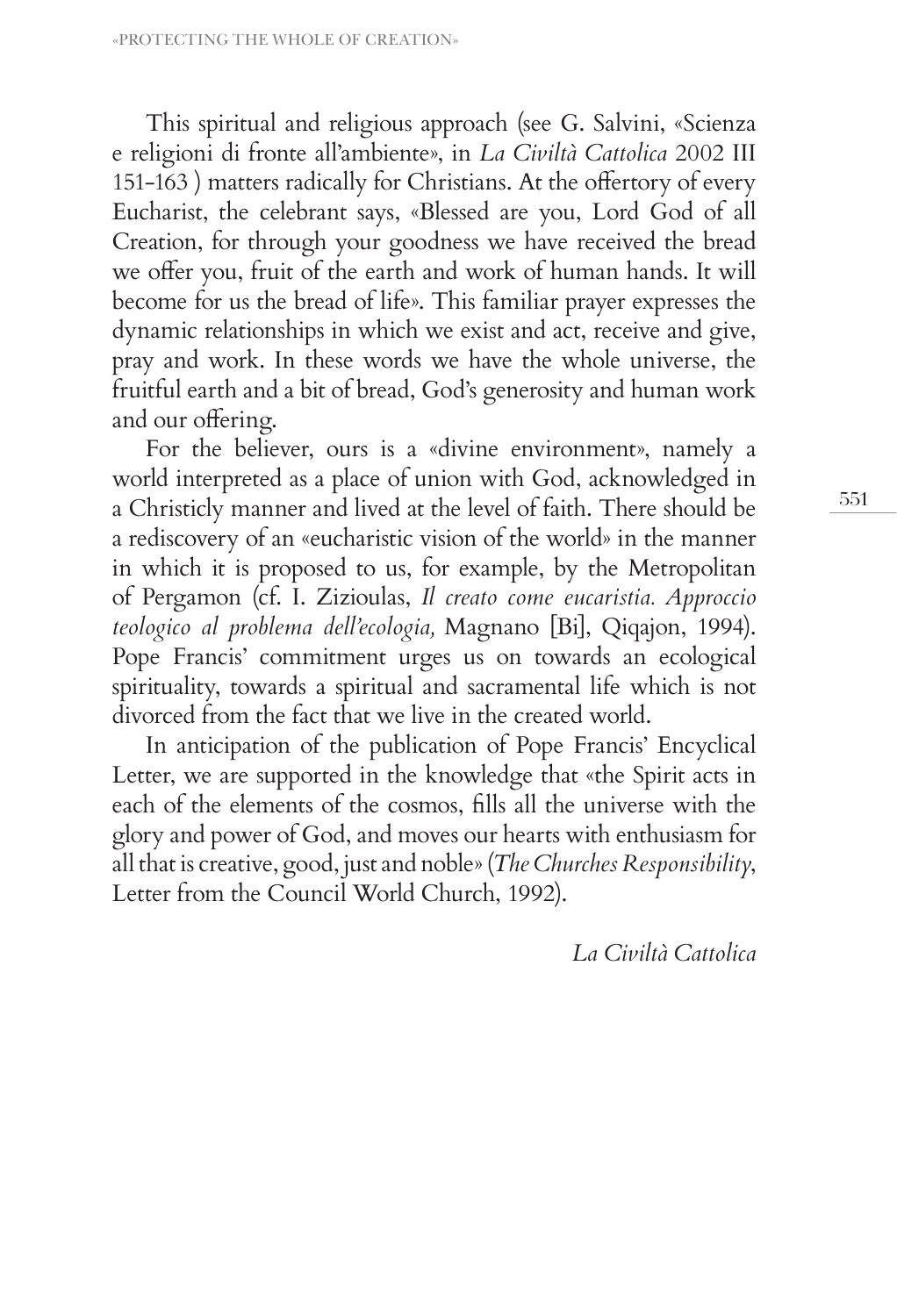This spiritual and religious approach (see G. Salvini, «Scienza e religioni di fronte all'ambiente», in *La Civiltà Cattolica* 2002 III 151-163 ) matters radically for Christians. At the offertory of every Eucharist, the celebrant says, «Blessed are you, Lord God of all Creation, for through your goodness we have received the bread we offer you, fruit of the earth and work of human hands. It will become for us the bread of life». This familiar prayer expresses the dynamic relationships in which we exist and act, receive and give, pray and work. In these words we have the whole universe, the fruitful earth and a bit of bread, God's generosity and human work and our offering.

For the believer, ours is a «divine environment», namely a world interpreted as a place of union with God, acknowledged in a Christicly manner and lived at the level of faith. There should be a rediscovery of an «eucharistic vision of the world» in the manner in which it is proposed to us, for example, by the Metropolitan of Pergamon (cf. I. Zizioulas, *Il creato come eucaristia. Approccio teologico al problema dell'ecologia,* Magnano [Bi], Qiqajon, 1994). Pope Francis' commitment urges us on towards an ecological spirituality, towards a spiritual and sacramental life which is not divorced from the fact that we live in the created world.

In anticipation of the publication of Pope Francis' Encyclical Letter, we are supported in the knowledge that «the Spirit acts in each of the elements of the cosmos, fills all the universe with the glory and power of God, and moves our hearts with enthusiasm for all that is creative, good, just and noble» (*The Churches Responsibility*, Letter from the Council World Church, 1992).

*La Civiltà Cattolica*